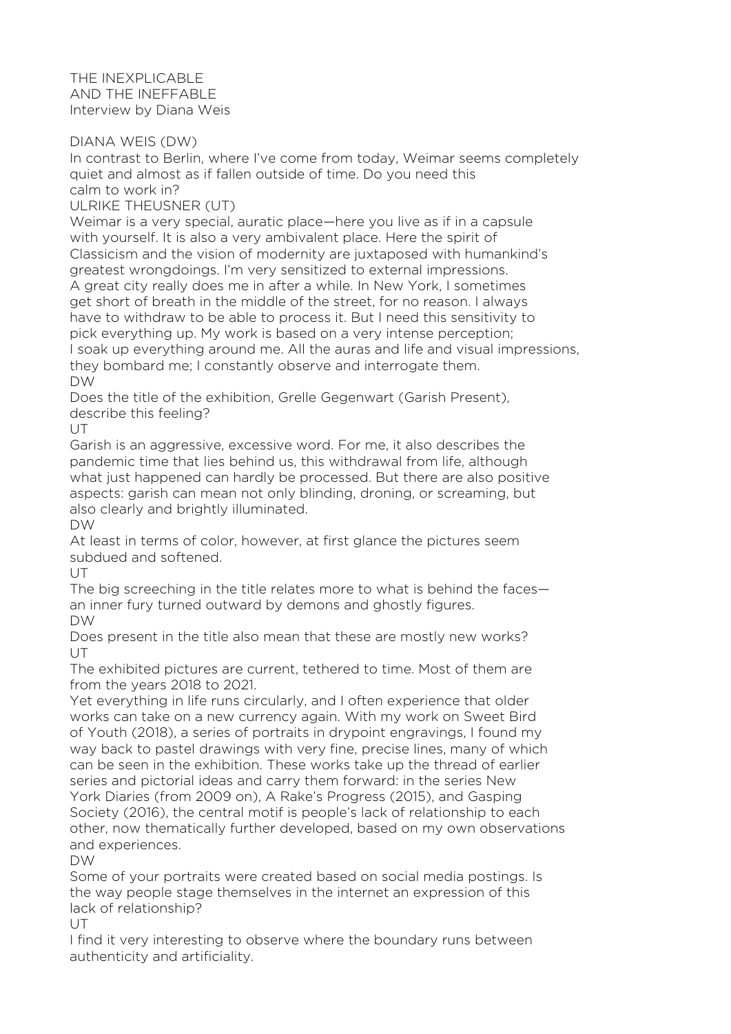# THE INEXPLICABLE AND THE INEFFABLE

Interview by Diana Weis

DIANA WEIS (DW)
In contrast to Berlin, where I've come from today, Weimar seems completely quiet and almost as if fallen outside of time. Do you need this calm to work in?

ULRIKE THEUSNER (UT)
Weimar is a very special, auratic place—here you live as if in a capsule with yourself. It is also a very ambivalent place. Here the spirit of Classicism and the vision of modernity are juxtaposed with humankind's greatest wrongdoings. I'm very sensitized to external impressions. A great city really does me in after a while. In New York, I sometimes get short of breath in the middle of the street, for no reason. I always have to withdraw to be able to process it. But I need this sensitivity to pick everything up. My work is based on a very intense perception; I soak up everything around me. All the auras and life and visual impressions, they bombard me; I constantly observe and interrogate them.

DW
Does the title of the exhibition, Grelle Gegenwart (Garish Present), describe this feeling?

UT
Garish is an aggressive, excessive word. For me, it also describes the pandemic time that lies behind us, this withdrawal from life, although what just happened can hardly be processed. But there are also positive aspects: garish can mean not only blinding, droning, or screaming, but also clearly and brightly illuminated.

DW
At least in terms of color, however, at first glance the pictures seem subdued and softened.

UT
The big screeching in the title relates more to what is behind the faces—an inner fury turned outward by demons and ghostly figures.

DW
Does present in the title also mean that these are mostly new works?

UT
The exhibited pictures are current, tethered to time. Most of them are from the years 2018 to 2021.

Yet everything in life runs circularly, and I often experience that older works can take on a new currency again. With my work on Sweet Bird of Youth (2018), a series of portraits in drypoint engravings, I found my way back to pastel drawings with very fine, precise lines, many of which can be seen in the exhibition. These works take up the thread of earlier series and pictorial ideas and carry them forward: in the series New York Diaries (from 2009 on), A Rake's Progress (2015), and Gasping Society (2016), the central motif is people's lack of relationship to each other, now thematically further developed, based on my own observations and experiences.

DW
Some of your portraits were created based on social media postings. Is the way people stage themselves in the internet an expression of this lack of relationship?

UT
I find it very interesting to observe where the boundary runs between authenticity and artificiality.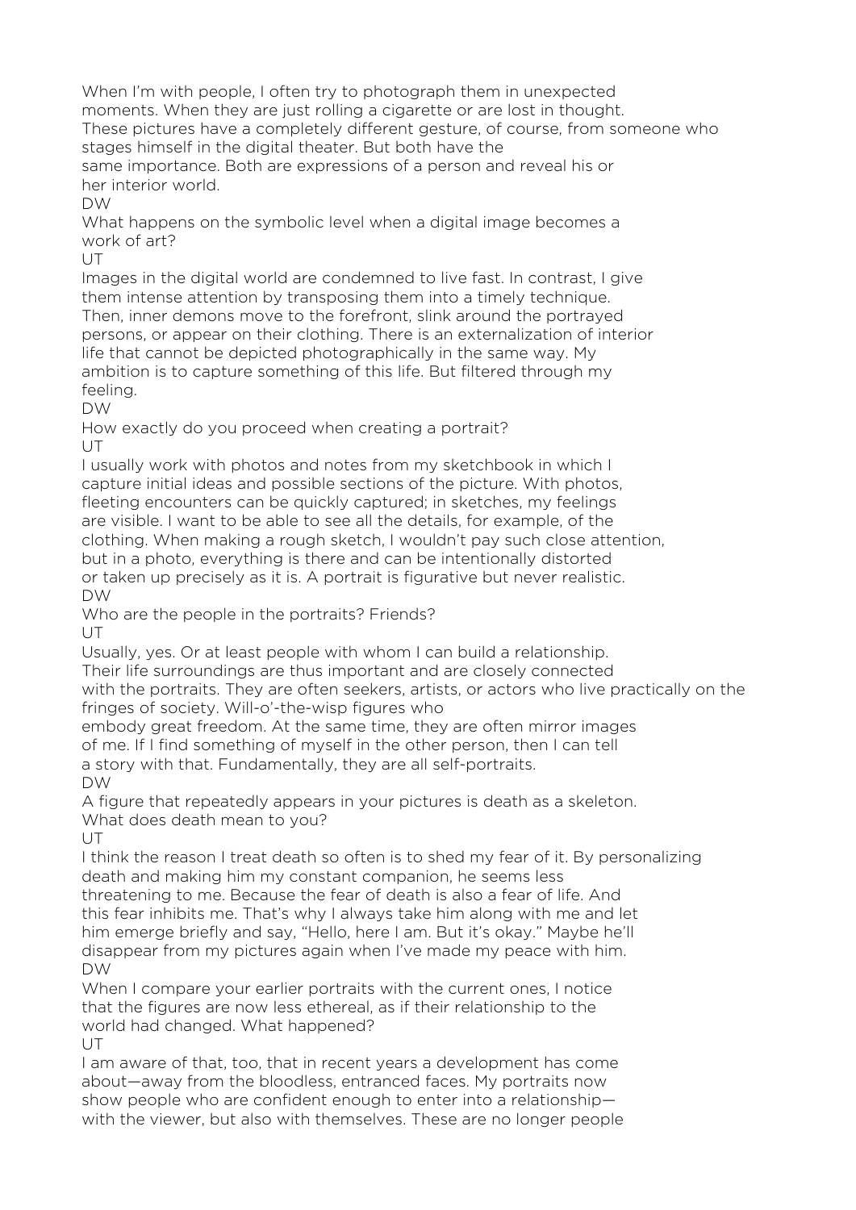When I'm with people, I often try to photograph them in unexpected moments. When they are just rolling a cigarette or are lost in thought. These pictures have a completely different gesture, of course, from someone who stages himself in the digital theater. But both have the same importance. Both are expressions of a person and reveal his or her interior world.

DW

What happens on the symbolic level when a digital image becomes a work of art?

UT

Images in the digital world are condemned to live fast. In contrast, I give them intense attention by transposing them into a timely technique. Then, inner demons move to the forefront, slink around the portrayed persons, or appear on their clothing. There is an externalization of interior life that cannot be depicted photographically in the same way. My ambition is to capture something of this life. But filtered through my feeling.

DW

How exactly do you proceed when creating a portrait?

UT

I usually work with photos and notes from my sketchbook in which I capture initial ideas and possible sections of the picture. With photos, fleeting encounters can be quickly captured; in sketches, my feelings are visible. I want to be able to see all the details, for example, of the clothing. When making a rough sketch, I wouldn't pay such close attention, but in a photo, everything is there and can be intentionally distorted or taken up precisely as it is. A portrait is figurative but never realistic.

DW

Who are the people in the portraits? Friends?

UT

Usually, yes. Or at least people with whom I can build a relationship. Their life surroundings are thus important and are closely connected with the portraits. They are often seekers, artists, or actors who live practically on the fringes of society. Will-o'-the-wisp figures who embody great freedom. At the same time, they are often mirror images of me. If I find something of myself in the other person, then I can tell a story with that. Fundamentally, they are all self-portraits.

DW

A figure that repeatedly appears in your pictures is death as a skeleton. What does death mean to you?

UT

I think the reason I treat death so often is to shed my fear of it. By personalizing death and making him my constant companion, he seems less threatening to me. Because the fear of death is also a fear of life. And this fear inhibits me. That's why I always take him along with me and let him emerge briefly and say, "Hello, here I am. But it's okay." Maybe he'll disappear from my pictures again when I've made my peace with him.

DW

When I compare your earlier portraits with the current ones, I notice that the figures are now less ethereal, as if their relationship to the world had changed. What happened?

UT

I am aware of that, too, that in recent years a development has come about—away from the bloodless, entranced faces. My portraits now show people who are confident enough to enter into a relationship—with the viewer, but also with themselves. These are no longer people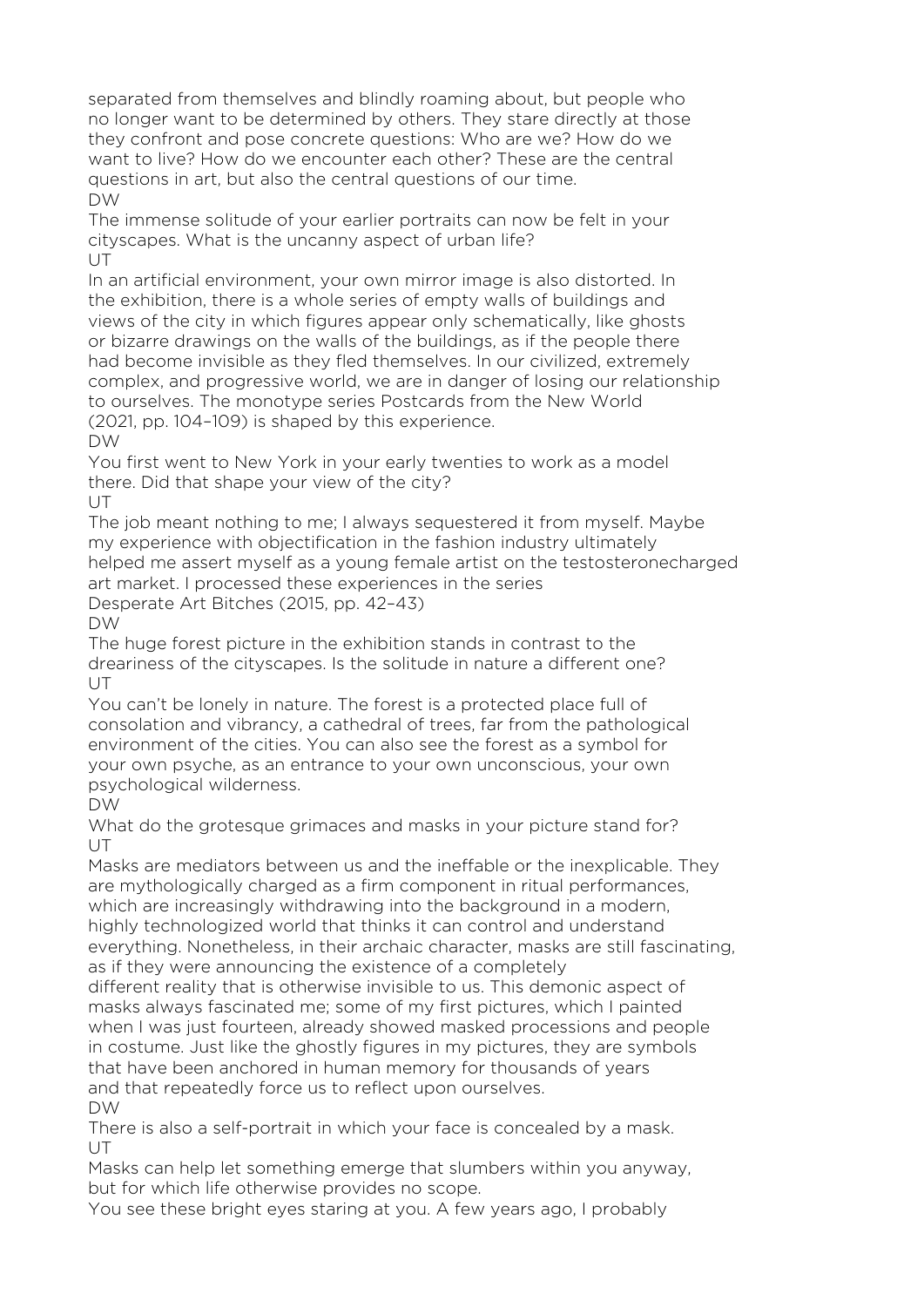separated from themselves and blindly roaming about, but people who no longer want to be determined by others. They stare directly at those they confront and pose concrete questions: Who are we? How do we want to live? How do we encounter each other? These are the central questions in art, but also the central questions of our time.

DW

The immense solitude of your earlier portraits can now be felt in your cityscapes. What is the uncanny aspect of urban life?

UT

In an artificial environment, your own mirror image is also distorted. In the exhibition, there is a whole series of empty walls of buildings and views of the city in which figures appear only schematically, like ghosts or bizarre drawings on the walls of the buildings, as if the people there had become invisible as they fled themselves. In our civilized, extremely complex, and progressive world, we are in danger of losing our relationship to ourselves. The monotype series Postcards from the New World (2021, pp. 104–109) is shaped by this experience.

DW

You first went to New York in your early twenties to work as a model there. Did that shape your view of the city?

UT

The job meant nothing to me; I always sequestered it from myself. Maybe my experience with objectification in the fashion industry ultimately helped me assert myself as a young female artist on the testosteronecharged art market. I processed these experiences in the series Desperate Art Bitches (2015, pp. 42–43)

DW

The huge forest picture in the exhibition stands in contrast to the dreariness of the cityscapes. Is the solitude in nature a different one?

UT

You can't be lonely in nature. The forest is a protected place full of consolation and vibrancy, a cathedral of trees, far from the pathological environment of the cities. You can also see the forest as a symbol for your own psyche, as an entrance to your own unconscious, your own psychological wilderness.

DW

What do the grotesque grimaces and masks in your picture stand for?

UT

Masks are mediators between us and the ineffable or the inexplicable. They are mythologically charged as a firm component in ritual performances, which are increasingly withdrawing into the background in a modern, highly technologized world that thinks it can control and understand everything. Nonetheless, in their archaic character, masks are still fascinating, as if they were announcing the existence of a completely different reality that is otherwise invisible to us. This demonic aspect of masks always fascinated me; some of my first pictures, which I painted when I was just fourteen, already showed masked processions and people in costume. Just like the ghostly figures in my pictures, they are symbols that have been anchored in human memory for thousands of years and that repeatedly force us to reflect upon ourselves.

DW

There is also a self-portrait in which your face is concealed by a mask.

UT

Masks can help let something emerge that slumbers within you anyway, but for which life otherwise provides no scope.

You see these bright eyes staring at you. A few years ago, I probably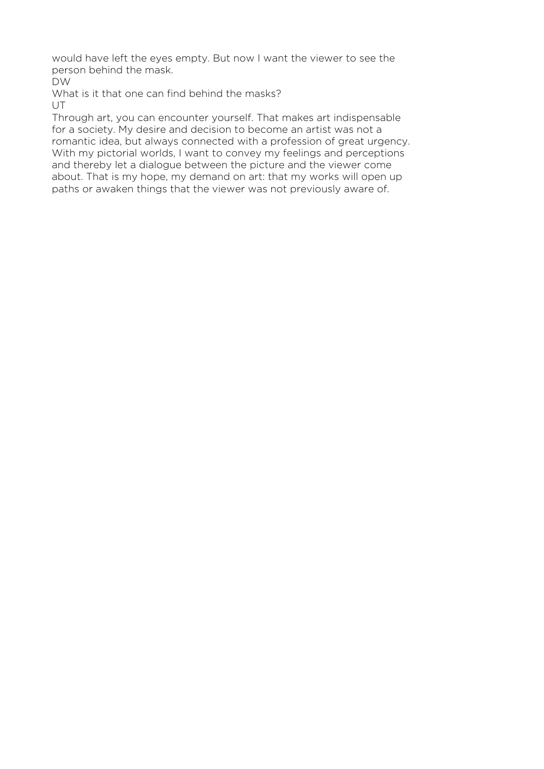would have left the eyes empty. But now I want the viewer to see the person behind the mask.

DW

What is it that one can find behind the masks?

UT

Through art, you can encounter yourself. That makes art indispensable for a society. My desire and decision to become an artist was not a romantic idea, but always connected with a profession of great urgency. With my pictorial worlds, I want to convey my feelings and perceptions and thereby let a dialogue between the picture and the viewer come about. That is my hope, my demand on art: that my works will open up paths or awaken things that the viewer was not previously aware of.